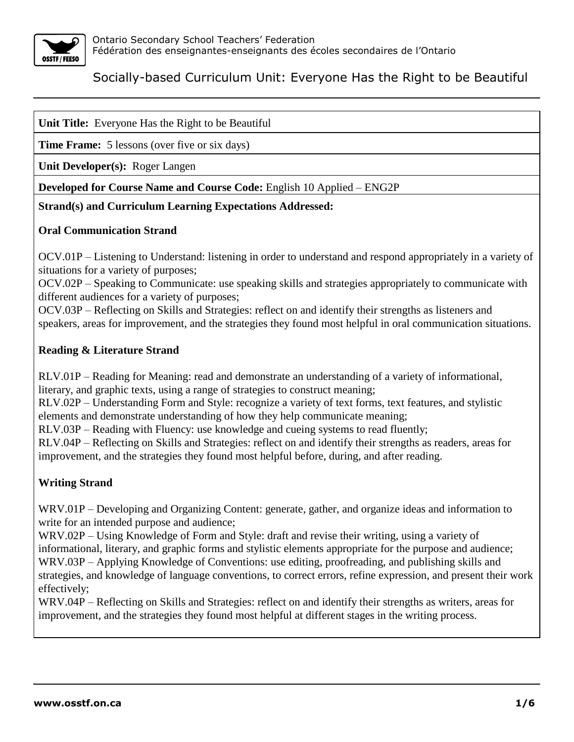Ontario Secondary School Teachers' Federation
Fédération des enseignantes-enseignants des écoles secondaires de l'Ontario

# Socially-based Curriculum Unit: Everyone Has the Right to be Beautiful

**Unit Title:** Everyone Has the Right to be Beautiful

**Time Frame:** 5 lessons (over five or six days)

**Unit Developer(s):** Roger Langen

**Developed for Course Name and Course Code:** English 10 Applied – ENG2P

**Strand(s) and Curriculum Learning Expectations Addressed:**

**Oral Communication Strand**

OCV.01P – Listening to Understand: listening in order to understand and respond appropriately in a variety of situations for a variety of purposes;
OCV.02P – Speaking to Communicate: use speaking skills and strategies appropriately to communicate with different audiences for a variety of purposes;
OCV.03P – Reflecting on Skills and Strategies: reflect on and identify their strengths as listeners and speakers, areas for improvement, and the strategies they found most helpful in oral communication situations.

**Reading & Literature Strand**

RLV.01P – Reading for Meaning: read and demonstrate an understanding of a variety of informational, literary, and graphic texts, using a range of strategies to construct meaning;
RLV.02P – Understanding Form and Style: recognize a variety of text forms, text features, and stylistic elements and demonstrate understanding of how they help communicate meaning;
RLV.03P – Reading with Fluency: use knowledge and cueing systems to read fluently;
RLV.04P – Reflecting on Skills and Strategies: reflect on and identify their strengths as readers, areas for improvement, and the strategies they found most helpful before, during, and after reading.

**Writing Strand**

WRV.01P – Developing and Organizing Content: generate, gather, and organize ideas and information to write for an intended purpose and audience;
WRV.02P – Using Knowledge of Form and Style: draft and revise their writing, using a variety of informational, literary, and graphic forms and stylistic elements appropriate for the purpose and audience;
WRV.03P – Applying Knowledge of Conventions: use editing, proofreading, and publishing skills and strategies, and knowledge of language conventions, to correct errors, refine expression, and present their work effectively;
WRV.04P – Reflecting on Skills and Strategies: reflect on and identify their strengths as writers, areas for improvement, and the strategies they found most helpful at different stages in the writing process.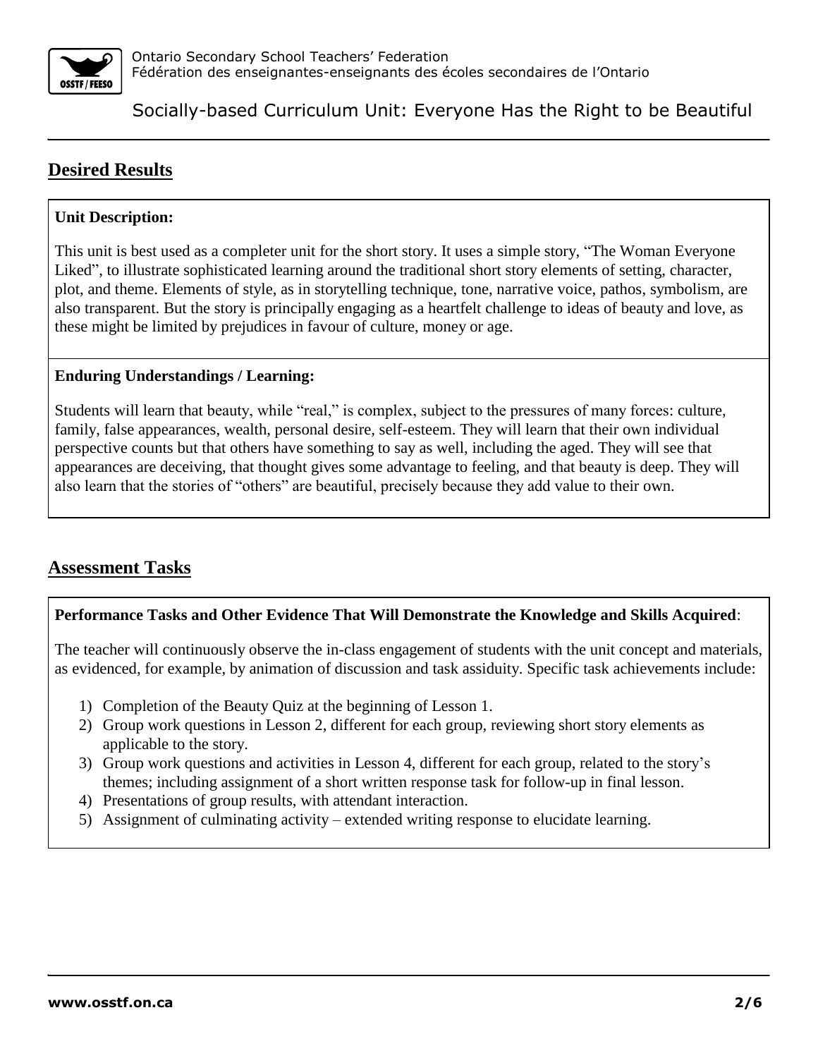## Desired Results

**Unit Description:**

This unit is best used as a completer unit for the short story. It uses a simple story, "The Woman Everyone Liked", to illustrate sophisticated learning around the traditional short story elements of setting, character, plot, and theme. Elements of style, as in storytelling technique, tone, narrative voice, pathos, symbolism, are also transparent. But the story is principally engaging as a heartfelt challenge to ideas of beauty and love, as these might be limited by prejudices in favour of culture, money or age.

**Enduring Understandings / Learning:**

Students will learn that beauty, while "real," is complex, subject to the pressures of many forces: culture, family, false appearances, wealth, personal desire, self-esteem. They will learn that their own individual perspective counts but that others have something to say as well, including the aged. They will see that appearances are deceiving, that thought gives some advantage to feeling, and that beauty is deep. They will also learn that the stories of "others" are beautiful, precisely because they add value to their own.

## Assessment Tasks

**Performance Tasks and Other Evidence That Will Demonstrate the Knowledge and Skills Acquired**:

The teacher will continuously observe the in-class engagement of students with the unit concept and materials, as evidenced, for example, by animation of discussion and task assiduity. Specific task achievements include:

1) Completion of the Beauty Quiz at the beginning of Lesson 1.
2) Group work questions in Lesson 2, different for each group, reviewing short story elements as applicable to the story.
3) Group work questions and activities in Lesson 4, different for each group, related to the story's themes; including assignment of a short written response task for follow-up in final lesson.
4) Presentations of group results, with attendant interaction.
5) Assignment of culminating activity – extended writing response to elucidate learning.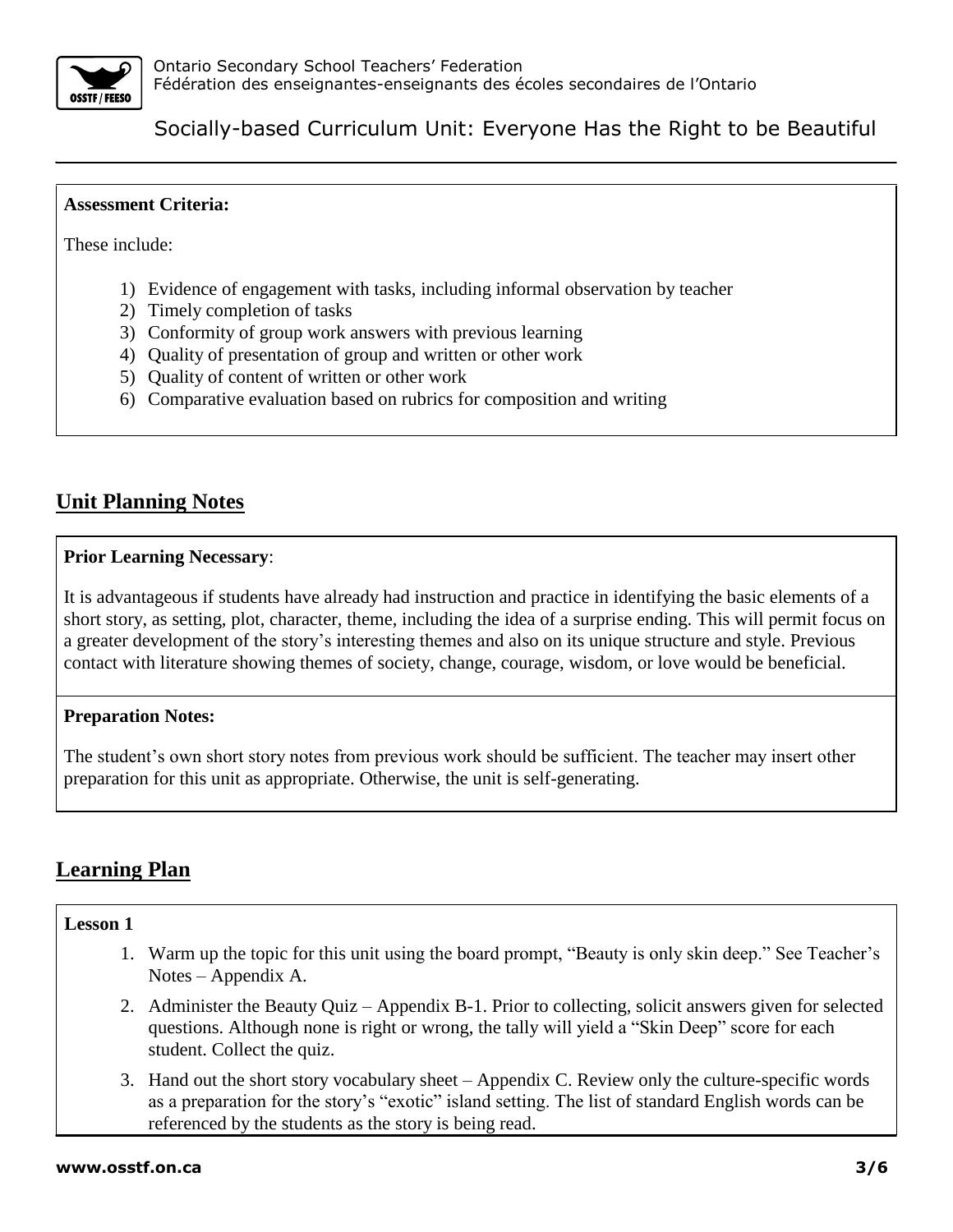**Assessment Criteria:**

These include:

1) Evidence of engagement with tasks, including informal observation by teacher
2) Timely completion of tasks
3) Conformity of group work answers with previous learning
4) Quality of presentation of group and written or other work
5) Quality of content of written or other work
6) Comparative evaluation based on rubrics for composition and writing

## Unit Planning Notes

**Prior Learning Necessary**:

It is advantageous if students have already had instruction and practice in identifying the basic elements of a short story, as setting, plot, character, theme, including the idea of a surprise ending. This will permit focus on a greater development of the story's interesting themes and also on its unique structure and style. Previous contact with literature showing themes of society, change, courage, wisdom, or love would be beneficial.

**Preparation Notes:**

The student's own short story notes from previous work should be sufficient. The teacher may insert other preparation for this unit as appropriate. Otherwise, the unit is self-generating.

## Learning Plan

**Lesson 1**

1. Warm up the topic for this unit using the board prompt, "Beauty is only skin deep." See Teacher's Notes – Appendix A.
2. Administer the Beauty Quiz – Appendix B-1. Prior to collecting, solicit answers given for selected questions. Although none is right or wrong, the tally will yield a "Skin Deep" score for each student. Collect the quiz.
3. Hand out the short story vocabulary sheet – Appendix C. Review only the culture-specific words as a preparation for the story's "exotic" island setting. The list of standard English words can be referenced by the students as the story is being read.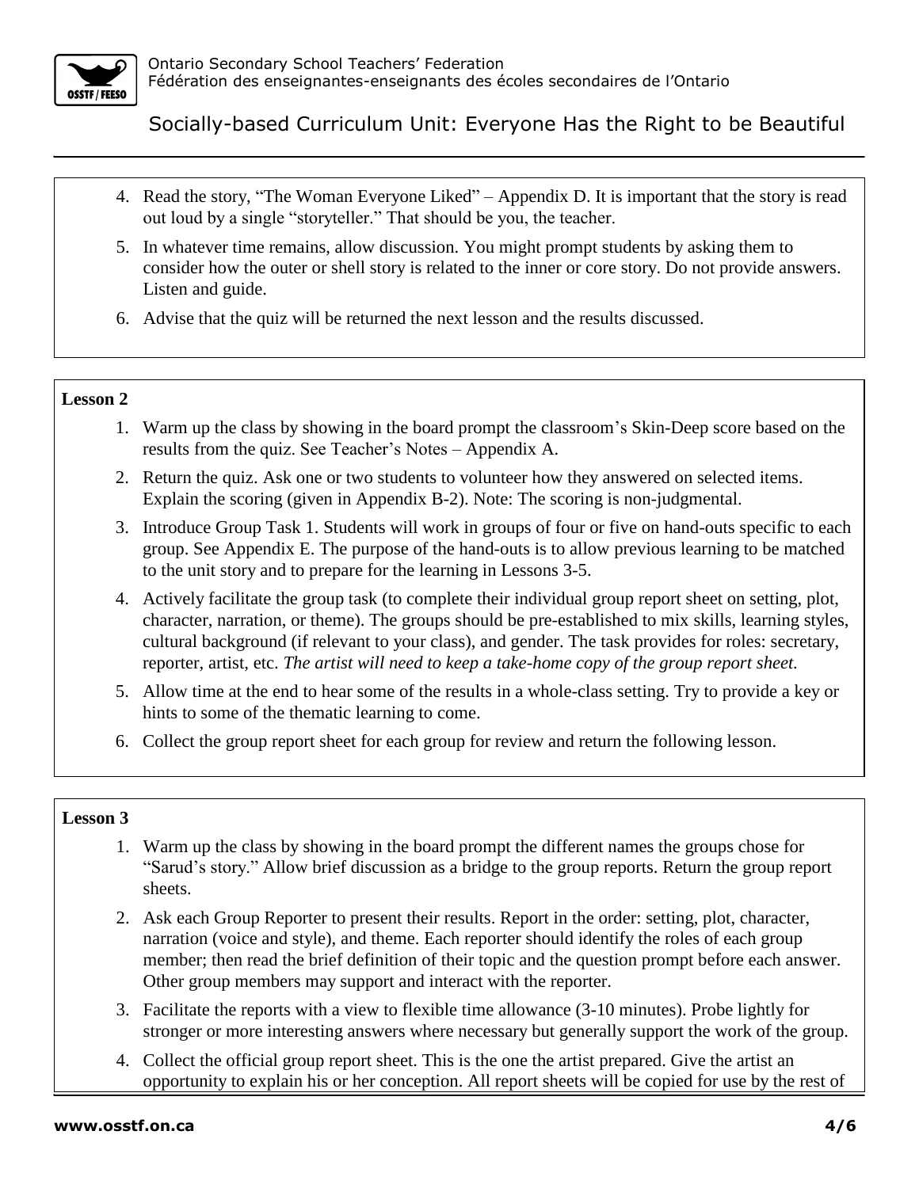4. Read the story, "The Woman Everyone Liked" – Appendix D. It is important that the story is read out loud by a single "storyteller." That should be you, the teacher.
5. In whatever time remains, allow discussion. You might prompt students by asking them to consider how the outer or shell story is related to the inner or core story. Do not provide answers. Listen and guide.
6. Advise that the quiz will be returned the next lesson and the results discussed.

**Lesson 2**

1. Warm up the class by showing in the board prompt the classroom's Skin-Deep score based on the results from the quiz. See Teacher's Notes – Appendix A.
2. Return the quiz. Ask one or two students to volunteer how they answered on selected items. Explain the scoring (given in Appendix B-2). Note: The scoring is non-judgmental.
3. Introduce Group Task 1. Students will work in groups of four or five on hand-outs specific to each group. See Appendix E. The purpose of the hand-outs is to allow previous learning to be matched to the unit story and to prepare for the learning in Lessons 3-5.
4. Actively facilitate the group task (to complete their individual group report sheet on setting, plot, character, narration, or theme). The groups should be pre-established to mix skills, learning styles, cultural background (if relevant to your class), and gender. The task provides for roles: secretary, reporter, artist, etc. *The artist will need to keep a take-home copy of the group report sheet.*
5. Allow time at the end to hear some of the results in a whole-class setting. Try to provide a key or hints to some of the thematic learning to come.
6. Collect the group report sheet for each group for review and return the following lesson.

**Lesson 3**

1. Warm up the class by showing in the board prompt the different names the groups chose for "Sarud's story." Allow brief discussion as a bridge to the group reports. Return the group report sheets.
2. Ask each Group Reporter to present their results. Report in the order: setting, plot, character, narration (voice and style), and theme. Each reporter should identify the roles of each group member; then read the brief definition of their topic and the question prompt before each answer. Other group members may support and interact with the reporter.
3. Facilitate the reports with a view to flexible time allowance (3-10 minutes). Probe lightly for stronger or more interesting answers where necessary but generally support the work of the group.
4. Collect the official group report sheet. This is the one the artist prepared. Give the artist an opportunity to explain his or her conception. All report sheets will be copied for use by the rest of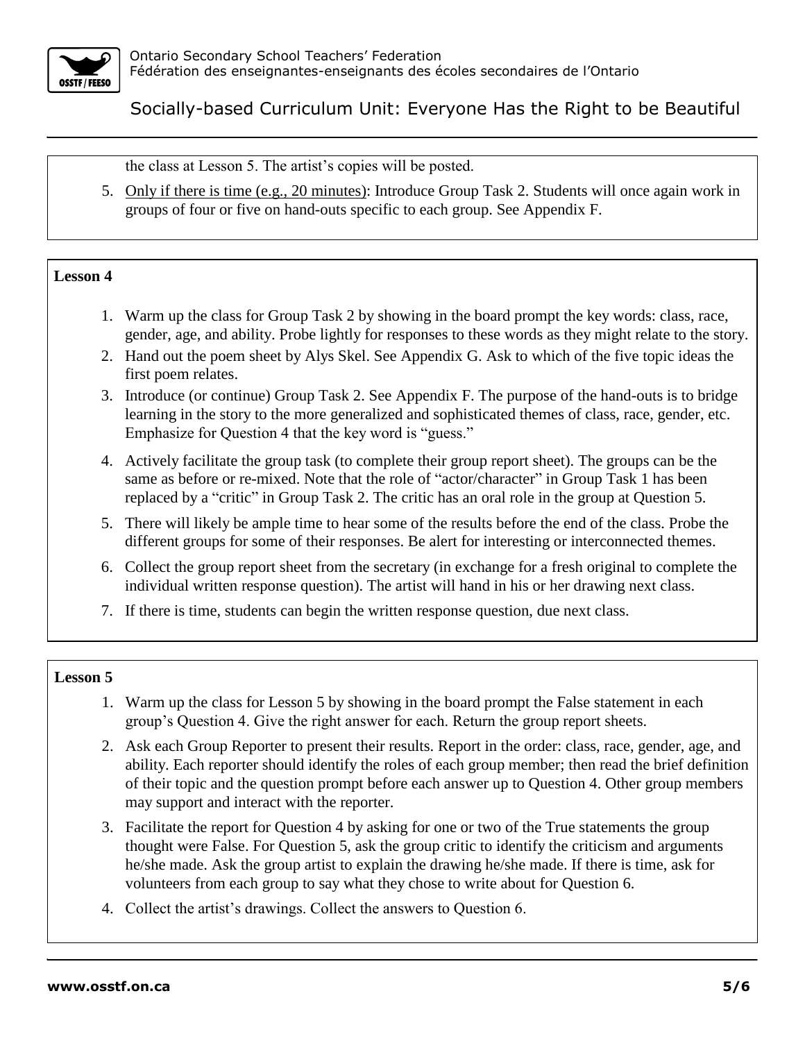the class at Lesson 5. The artist's copies will be posted.

5. Only if there is time (e.g., 20 minutes): Introduce Group Task 2. Students will once again work in groups of four or five on hand-outs specific to each group. See Appendix F.

**Lesson 4**

1. Warm up the class for Group Task 2 by showing in the board prompt the key words: class, race, gender, age, and ability. Probe lightly for responses to these words as they might relate to the story.
2. Hand out the poem sheet by Alys Skel. See Appendix G. Ask to which of the five topic ideas the first poem relates.
3. Introduce (or continue) Group Task 2. See Appendix F. The purpose of the hand-outs is to bridge learning in the story to the more generalized and sophisticated themes of class, race, gender, etc. Emphasize for Question 4 that the key word is "guess."
4. Actively facilitate the group task (to complete their group report sheet). The groups can be the same as before or re-mixed. Note that the role of "actor/character" in Group Task 1 has been replaced by a "critic" in Group Task 2. The critic has an oral role in the group at Question 5.
5. There will likely be ample time to hear some of the results before the end of the class. Probe the different groups for some of their responses. Be alert for interesting or interconnected themes.
6. Collect the group report sheet from the secretary (in exchange for a fresh original to complete the individual written response question). The artist will hand in his or her drawing next class.
7. If there is time, students can begin the written response question, due next class.

**Lesson 5**

1. Warm up the class for Lesson 5 by showing in the board prompt the False statement in each group's Question 4. Give the right answer for each. Return the group report sheets.
2. Ask each Group Reporter to present their results. Report in the order: class, race, gender, age, and ability. Each reporter should identify the roles of each group member; then read the brief definition of their topic and the question prompt before each answer up to Question 4. Other group members may support and interact with the reporter.
3. Facilitate the report for Question 4 by asking for one or two of the True statements the group thought were False. For Question 5, ask the group critic to identify the criticism and arguments he/she made. Ask the group artist to explain the drawing he/she made. If there is time, ask for volunteers from each group to say what they chose to write about for Question 6.
4. Collect the artist's drawings. Collect the answers to Question 6.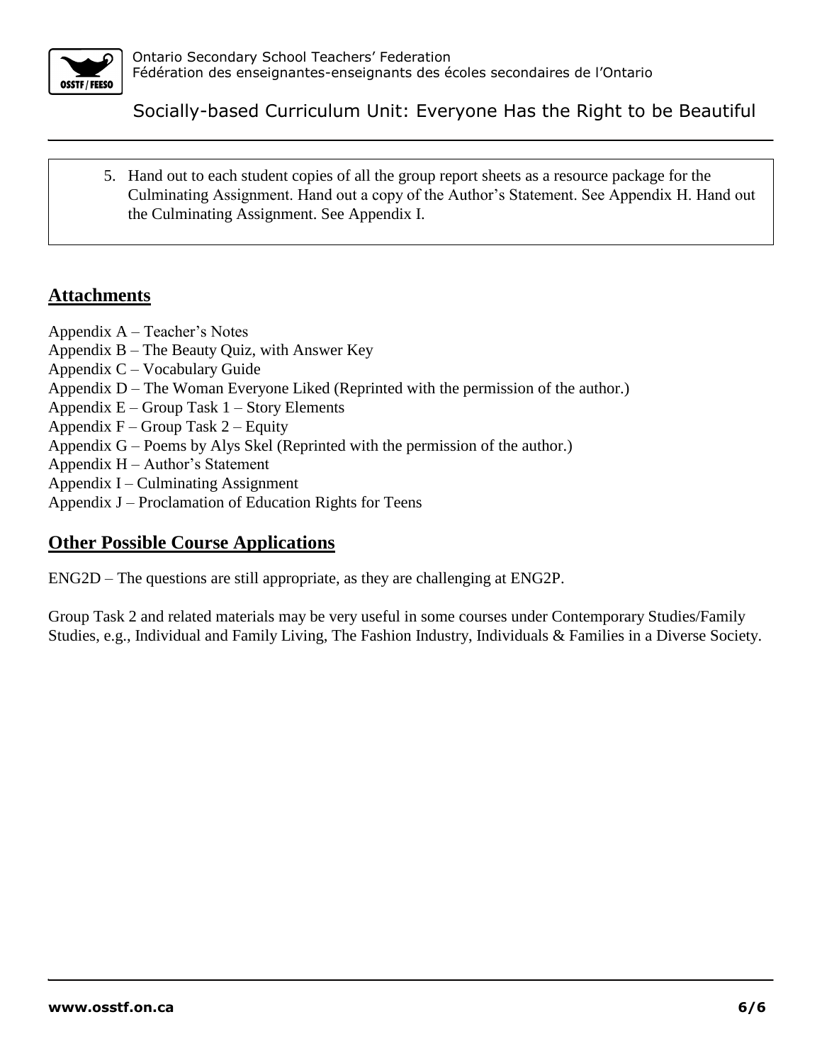5. Hand out to each student copies of all the group report sheets as a resource package for the Culminating Assignment. Hand out a copy of the Author's Statement. See Appendix H. Hand out the Culminating Assignment. See Appendix I.

## Attachments

Appendix A – Teacher's Notes
Appendix B – The Beauty Quiz, with Answer Key
Appendix C – Vocabulary Guide
Appendix D – The Woman Everyone Liked (Reprinted with the permission of the author.)
Appendix E – Group Task 1 – Story Elements
Appendix F – Group Task 2 – Equity
Appendix G – Poems by Alys Skel (Reprinted with the permission of the author.)
Appendix H – Author's Statement
Appendix I – Culminating Assignment
Appendix J – Proclamation of Education Rights for Teens

## Other Possible Course Applications

ENG2D – The questions are still appropriate, as they are challenging at ENG2P.

Group Task 2 and related materials may be very useful in some courses under Contemporary Studies/Family Studies, e.g., Individual and Family Living, The Fashion Industry, Individuals & Families in a Diverse Society.